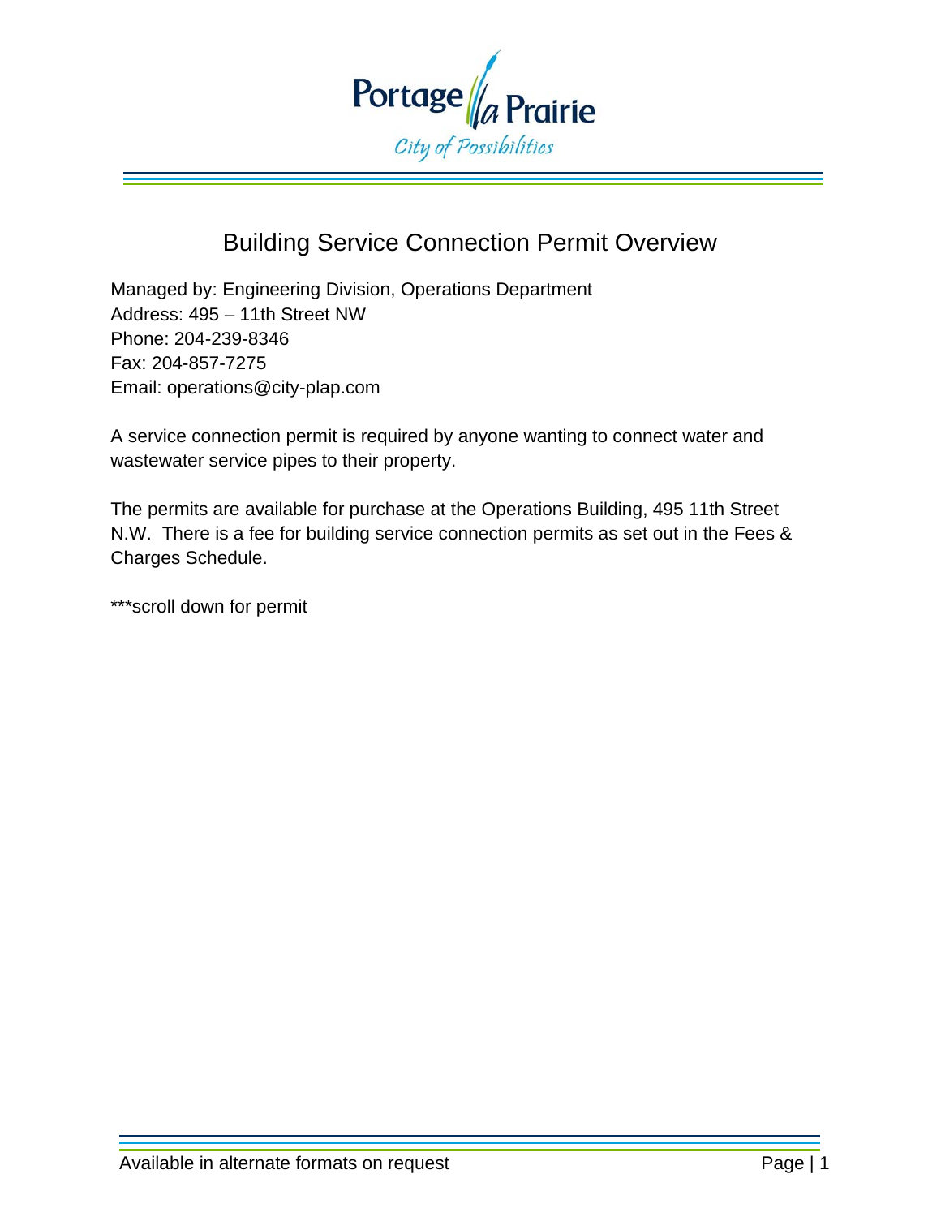# Building Service Connection Permit Overview

Managed by: Engineering Division, Operations Department
Address: 495 – 11th Street NW
Phone: 204-239-8346
Fax: 204-857-7275
Email: operations@city-plap.com

A service connection permit is required by anyone wanting to connect water and wastewater service pipes to their property.

The permits are available for purchase at the Operations Building, 495 11th Street N.W. There is a fee for building service connection permits as set out in the Fees & Charges Schedule.

***scroll down for permit

Available in alternate formats on request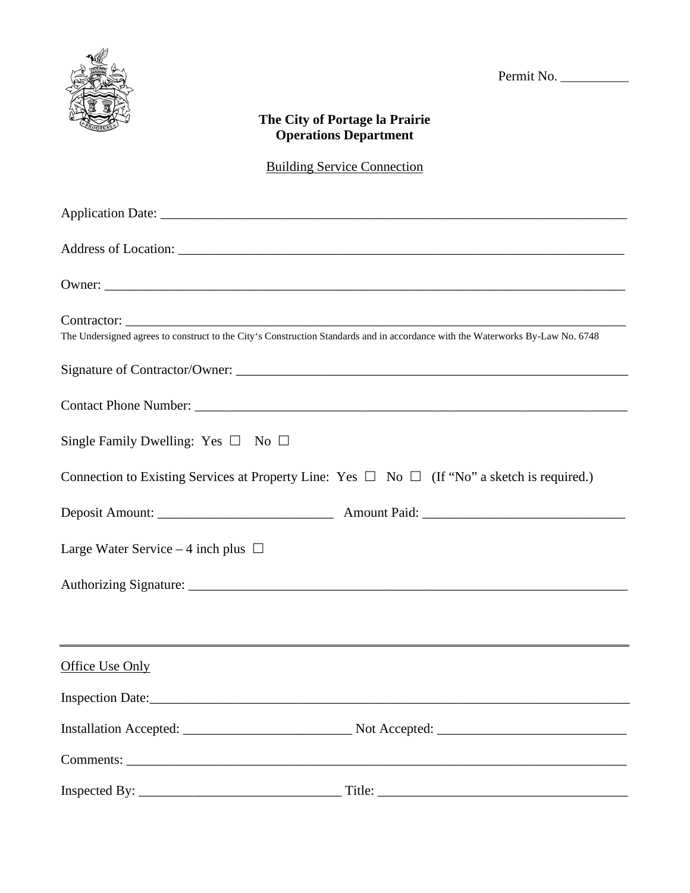Permit No. __________

**The City of Portage la Prairie**
**Operations Department**

Building Service Connection

Application Date: ___________________________________________________________________________

Address of Location: _______________________________________________________________________

Owner: ______________________________________________________________________________

Contractor: __________________________________________________________________________

The Undersigned agrees to construct to the City's Construction Standards and in accordance with the Waterworks By-Law No. 6748

Signature of Contractor/Owner: _______________________________________________________________

Contact Phone Number: _____________________________________________________________________

Single Family Dwelling: Yes ☐ No ☐

Connection to Existing Services at Property Line: Yes ☐ No ☐ (If "No" a sketch is required.)

Deposit Amount: __________________________ Amount Paid: ______________________________

Large Water Service – 4 inch plus ☐

Authorizing Signature: _______________________________________________________________________

---

Office Use Only

Inspection Date:__________________________________________________________________________

Installation Accepted: _________________________ Not Accepted: ____________________________

Comments: ______________________________________________________________________________

Inspected By: ______________________________ Title: ______________________________________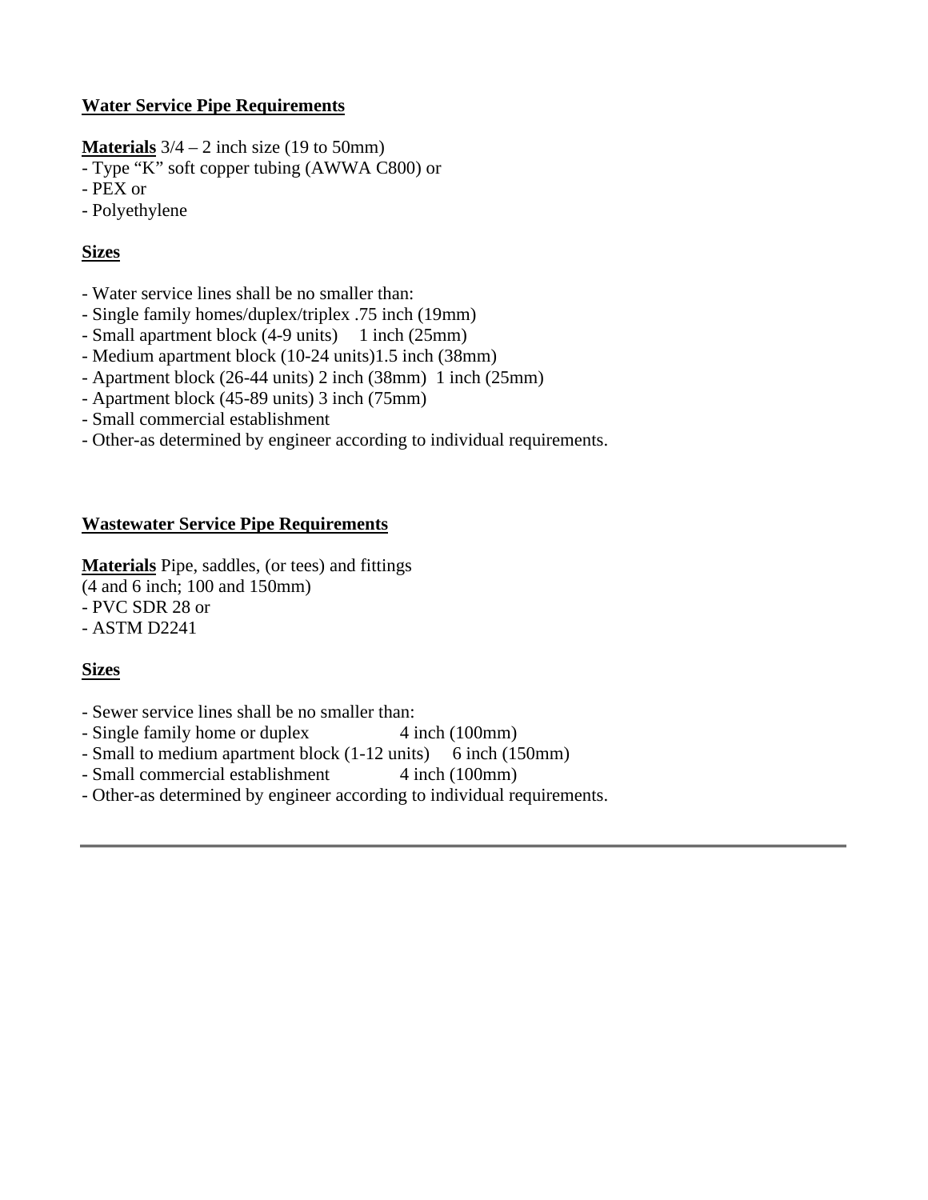**Water Service Pipe Requirements**

**Materials** 3/4 – 2 inch size (19 to 50mm)
- Type "K" soft copper tubing (AWWA C800) or
- PEX or
- Polyethylene

**Sizes**

- Water service lines shall be no smaller than:
- Single family homes/duplex/triplex .75 inch (19mm)
- Small apartment block (4-9 units) 1 inch (25mm)
- Medium apartment block (10-24 units)1.5 inch (38mm)
- Apartment block (26-44 units) 2 inch (38mm) 1 inch (25mm)
- Apartment block (45-89 units) 3 inch (75mm)
- Small commercial establishment
- Other-as determined by engineer according to individual requirements.

**Wastewater Service Pipe Requirements**

**Materials** Pipe, saddles, (or tees) and fittings
(4 and 6 inch; 100 and 150mm)
- PVC SDR 28 or
- ASTM D2241

**Sizes**

- Sewer service lines shall be no smaller than:
- Single family home or duplex 4 inch (100mm)
- Small to medium apartment block (1-12 units) 6 inch (150mm)
- Small commercial establishment 4 inch (100mm)
- Other-as determined by engineer according to individual requirements.